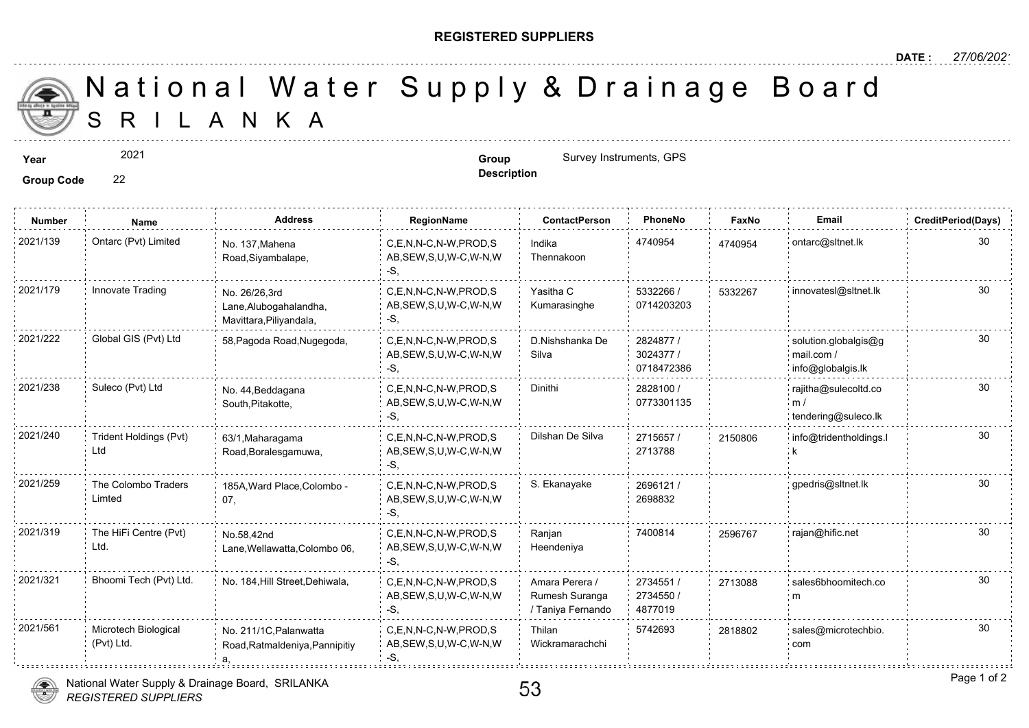**REGISTERED SUPPLIERS**

**DATE :** 27/06/2021

# National Water Supply & Drainage Board
# SRILANKA

**Year** 2021

**Group Code** 22

**Group Description** Survey Instruments, GPS

| Number | Name | Address | RegionName | ContactPerson | PhoneNo | FaxNo | Email | CreditPeriod(Days) |
|---|---|---|---|---|---|---|---|---|
| 2021/139 | Ontarc (Pvt) Limited | No. 137,Mahena Road,Siyambalape, | C,E,N,N-C,N-W,PROD,SAB,SEW,S,U,W-C,W-N,W-S, | Indika Thennakoon | 4740954 | 4740954 | ontarc@sltnet.lk | 30 |
| 2021/179 | Innovate Trading | No. 26/26,3rd Lane,Alubogahalandha, Mavittara,Piliyandala, | C,E,N,N-C,N-W,PROD,SAB,SEW,S,U,W-C,W-N,W-S, | Yasitha C Kumarasinghe | 5332266 / 0714203203 | 5332267 | innovatesl@sltnet.lk | 30 |
| 2021/222 | Global GIS (Pvt) Ltd | 58,Pagoda Road,Nugegoda, | C,E,N,N-C,N-W,PROD,SAB,SEW,S,U,W-C,W-N,W-S, | D.Nishshanka De Silva | 2824877 / 3024377 / 0718472386 | | solution.globalgis@gmail.com / info@globalgis.lk | 30 |
| 2021/238 | Suleco (Pvt) Ltd | No. 44,Beddagana South,Pitakotte, | C,E,N,N-C,N-W,PROD,SAB,SEW,S,U,W-C,W-N,W-S, | Dinithi | 2828100 / 0773301135 | | rajitha@sulecoltd.com / tendering@suleco.lk | 30 |
| 2021/240 | Trident Holdings (Pvt) Ltd | 63/1,Maharagama Road,Boralesgamuwa, | C,E,N,N-C,N-W,PROD,SAB,SEW,S,U,W-C,W-N,W-S, | Dilshan De Silva | 2715657 / 2713788 | 2150806 | info@tridentholdings.lk | 30 |
| 2021/259 | The Colombo Traders Limted | 185A,Ward Place,Colombo - 07, | C,E,N,N-C,N-W,PROD,SAB,SEW,S,U,W-C,W-N,W-S, | S. Ekanayake | 2696121 / 2698832 | | gpedris@sltnet.lk | 30 |
| 2021/319 | The HiFi Centre (Pvt) Ltd. | No.58,42nd Lane,Wellawatta,Colombo 06, | C,E,N,N-C,N-W,PROD,SAB,SEW,S,U,W-C,W-N,W-S, | Ranjan Heendeniya | 7400814 | 2596767 | rajan@hific.net | 30 |
| 2021/321 | Bhoomi Tech (Pvt) Ltd. | No. 184,Hill Street,Dehiwala, | C,E,N,N-C,N-W,PROD,SAB,SEW,S,U,W-C,W-N,W-S, | Amara Perera / Rumesh Suranga / Taniya Fernando | 2734551 / 2734550 / 4877019 | 2713088 | sales6bhoomitech.com | 30 |
| 2021/561 | Microtech Biological (Pvt) Ltd. | No. 211/1C,Palanwatta Road,Ratmaldeniya,Pannipitiya, | C,E,N,N-C,N-W,PROD,SAB,SEW,S,U,W-C,W-N,W-S, | Thilan Wickramarachchi | 5742693 | 2818802 | sales@microtechbio.com | 30 |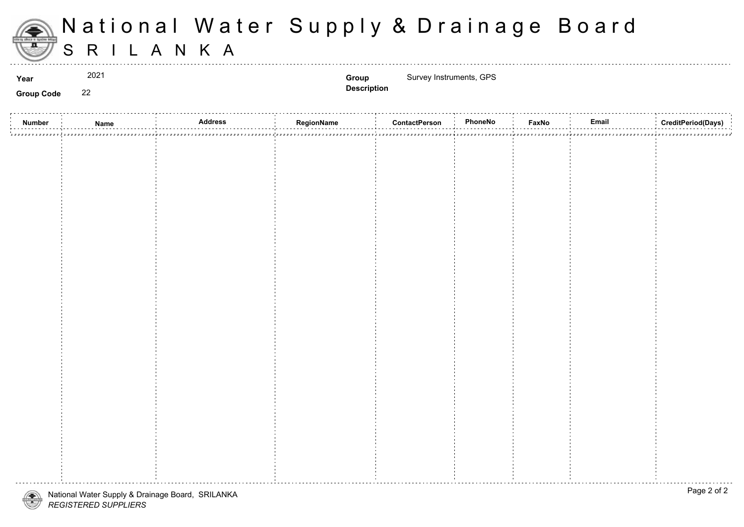# National Water Supply & Drainage Board
## SRILANKA

**Year** 2021

**Group Code** 22

**Group Description** Survey Instruments, GPS

| Number | Name | Address | RegionName | ContactPerson | PhoneNo | FaxNo | Email | CreditPeriod(Days) |
|---|---|---|---|---|---|---|---|---|